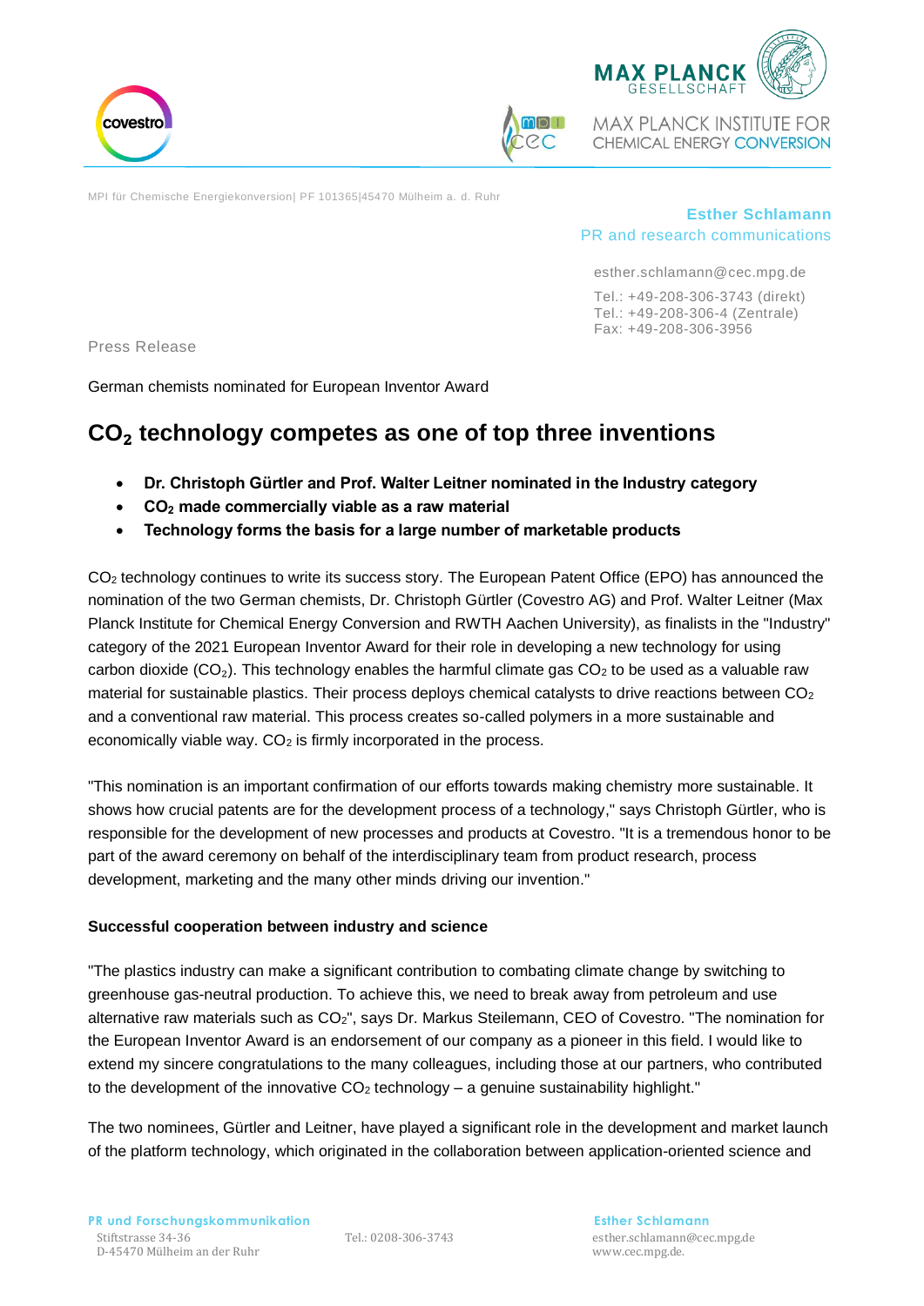MPI für Chemische Energiekonversion| PF 101365|45470 Mülheim a. d. Ruhr

**Esther Schlamann**
PR and research communications

esther.schlamann@cec.mpg.de

Tel.: +49-208-306-3743 (direkt)
Tel.: +49-208-306-4 (Zentrale)
Fax: +49-208-306-3956

Press Release

German chemists nominated for European Inventor Award

# $CO_2$ technology competes as one of top three inventions

- **Dr. Christoph Gürtler and Prof. Walter Leitner nominated in the Industry category**
- **$CO_2$ made commercially viable as a raw material**
- **Technology forms the basis for a large number of marketable products**

$CO_2$ technology continues to write its success story. The European Patent Office (EPO) has announced the nomination of the two German chemists, Dr. Christoph Gürtler (Covestro AG) and Prof. Walter Leitner (Max Planck Institute for Chemical Energy Conversion and RWTH Aachen University), as finalists in the "Industry" category of the 2021 European Inventor Award for their role in developing a new technology for using carbon dioxide ($CO_2$). This technology enables the harmful climate gas $CO_2$ to be used as a valuable raw material for sustainable plastics. Their process deploys chemical catalysts to drive reactions between $CO_2$ and a conventional raw material. This process creates so-called polymers in a more sustainable and economically viable way. $CO_2$ is firmly incorporated in the process.

"This nomination is an important confirmation of our efforts towards making chemistry more sustainable. It shows how crucial patents are for the development process of a technology," says Christoph Gürtler, who is responsible for the development of new processes and products at Covestro. "It is a tremendous honor to be part of the award ceremony on behalf of the interdisciplinary team from product research, process development, marketing and the many other minds driving our invention."

**Successful cooperation between industry and science**

"The plastics industry can make a significant contribution to combating climate change by switching to greenhouse gas-neutral production. To achieve this, we need to break away from petroleum and use alternative raw materials such as $CO_2$", says Dr. Markus Steilemann, CEO of Covestro. "The nomination for the European Inventor Award is an endorsement of our company as a pioneer in this field. I would like to extend my sincere congratulations to the many colleagues, including those at our partners, who contributed to the development of the innovative $CO_2$ technology – a genuine sustainability highlight."

The two nominees, Gürtler and Leitner, have played a significant role in the development and market launch of the platform technology, which originated in the collaboration between application-oriented science and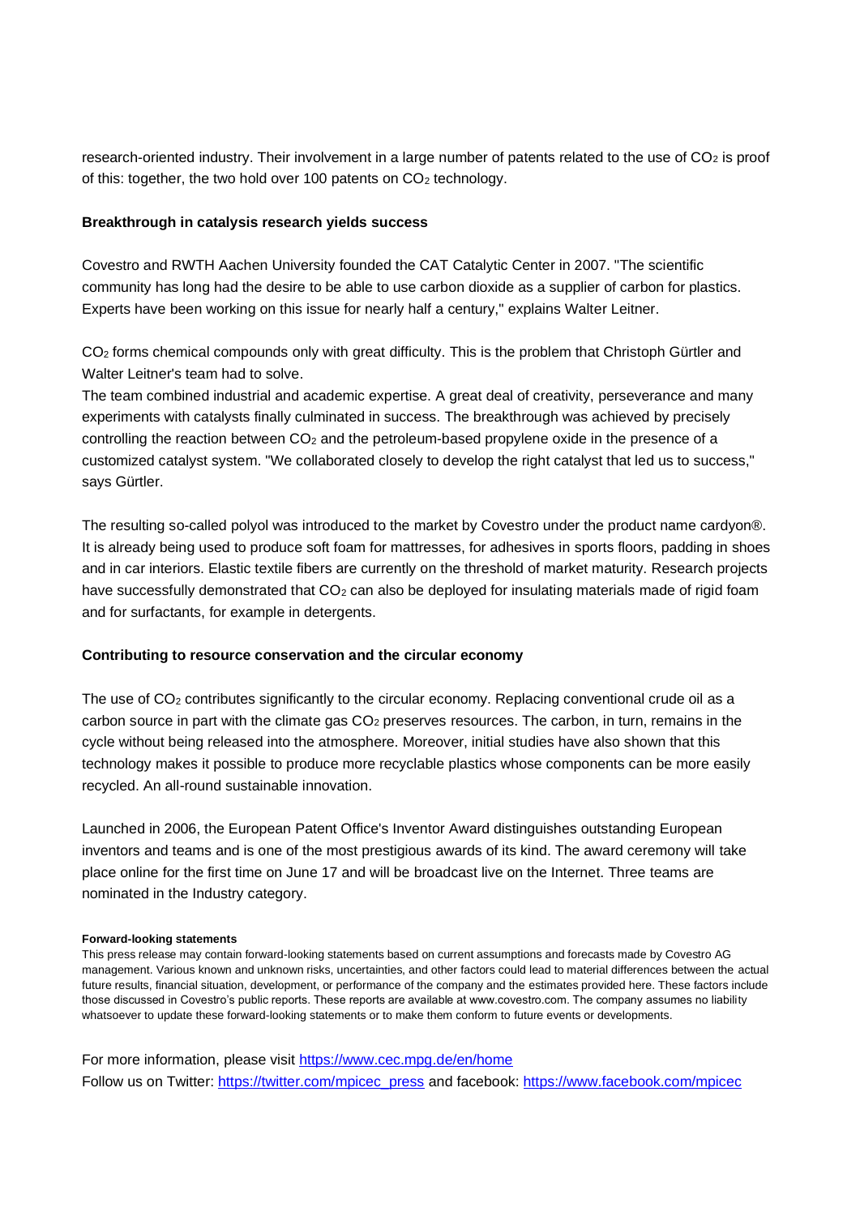research-oriented industry. Their involvement in a large number of patents related to the use of $CO_2$ is proof of this: together, the two hold over 100 patents on $CO_2$ technology.

**Breakthrough in catalysis research yields success**

Covestro and RWTH Aachen University founded the CAT Catalytic Center in 2007. "The scientific community has long had the desire to be able to use carbon dioxide as a supplier of carbon for plastics. Experts have been working on this issue for nearly half a century," explains Walter Leitner.

$CO_2$ forms chemical compounds only with great difficulty. This is the problem that Christoph Gürtler and Walter Leitner's team had to solve.

The team combined industrial and academic expertise. A great deal of creativity, perseverance and many experiments with catalysts finally culminated in success. The breakthrough was achieved by precisely controlling the reaction between $CO_2$ and the petroleum-based propylene oxide in the presence of a customized catalyst system. "We collaborated closely to develop the right catalyst that led us to success," says Gürtler.

The resulting so-called polyol was introduced to the market by Covestro under the product name cardyon®. It is already being used to produce soft foam for mattresses, for adhesives in sports floors, padding in shoes and in car interiors. Elastic textile fibers are currently on the threshold of market maturity. Research projects have successfully demonstrated that $CO_2$ can also be deployed for insulating materials made of rigid foam and for surfactants, for example in detergents.

**Contributing to resource conservation and the circular economy**

The use of $CO_2$ contributes significantly to the circular economy. Replacing conventional crude oil as a carbon source in part with the climate gas $CO_2$ preserves resources. The carbon, in turn, remains in the cycle without being released into the atmosphere. Moreover, initial studies have also shown that this technology makes it possible to produce more recyclable plastics whose components can be more easily recycled. An all-round sustainable innovation.

Launched in 2006, the European Patent Office's Inventor Award distinguishes outstanding European inventors and teams and is one of the most prestigious awards of its kind. The award ceremony will take place online for the first time on June 17 and will be broadcast live on the Internet. Three teams are nominated in the Industry category.

**Forward-looking statements**

This press release may contain forward-looking statements based on current assumptions and forecasts made by Covestro AG management. Various known and unknown risks, uncertainties, and other factors could lead to material differences between the actual future results, financial situation, development, or performance of the company and the estimates provided here. These factors include those discussed in Covestro's public reports. These reports are available at www.covestro.com. The company assumes no liability whatsoever to update these forward-looking statements or to make them conform to future events or developments.

For more information, please visit https://www.cec.mpg.de/en/home
Follow us on Twitter: https://twitter.com/mpicec_press and facebook: https://www.facebook.com/mpicec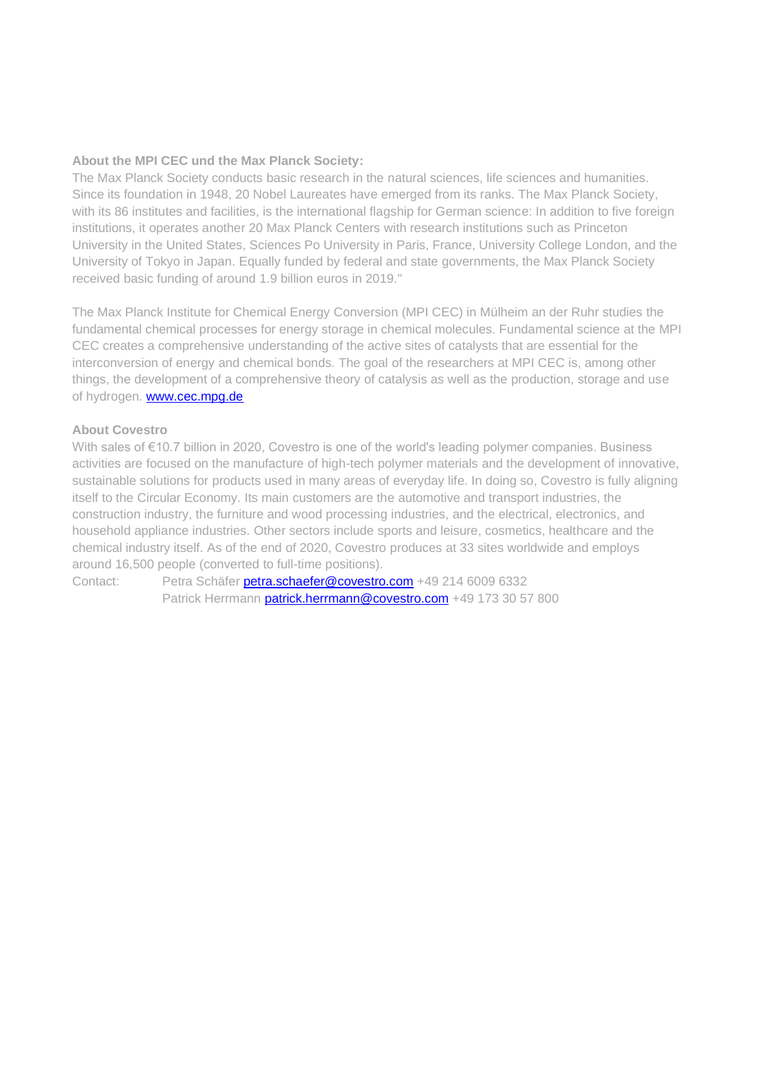**About the MPI CEC und the Max Planck Society:**

The Max Planck Society conducts basic research in the natural sciences, life sciences and humanities. Since its foundation in 1948, 20 Nobel Laureates have emerged from its ranks. The Max Planck Society, with its 86 institutes and facilities, is the international flagship for German science: In addition to five foreign institutions, it operates another 20 Max Planck Centers with research institutions such as Princeton University in the United States, Sciences Po University in Paris, France, University College London, and the University of Tokyo in Japan. Equally funded by federal and state governments, the Max Planck Society received basic funding of around 1.9 billion euros in 2019."

The Max Planck Institute for Chemical Energy Conversion (MPI CEC) in Mülheim an der Ruhr studies the fundamental chemical processes for energy storage in chemical molecules. Fundamental science at the MPI CEC creates a comprehensive understanding of the active sites of catalysts that are essential for the interconversion of energy and chemical bonds. The goal of the researchers at MPI CEC is, among other things, the development of a comprehensive theory of catalysis as well as the production, storage and use of hydrogen. [www.cec.mpg.de](http://www.cec.mpg.de)

**About Covestro**

With sales of €10.7 billion in 2020, Covestro is one of the world's leading polymer companies. Business activities are focused on the manufacture of high-tech polymer materials and the development of innovative, sustainable solutions for products used in many areas of everyday life. In doing so, Covestro is fully aligning itself to the Circular Economy. Its main customers are the automotive and transport industries, the construction industry, the furniture and wood processing industries, and the electrical, electronics, and household appliance industries. Other sectors include sports and leisure, cosmetics, healthcare and the chemical industry itself. As of the end of 2020, Covestro produces at 33 sites worldwide and employs around 16,500 people (converted to full-time positions).

Contact: Petra Schäfer [petra.schaefer@covestro.com](mailto:petra.schaefer@covestro.com) +49 214 6009 6332
Patrick Herrmann [patrick.herrmann@covestro.com](mailto:patrick.herrmann@covestro.com) +49 173 30 57 800